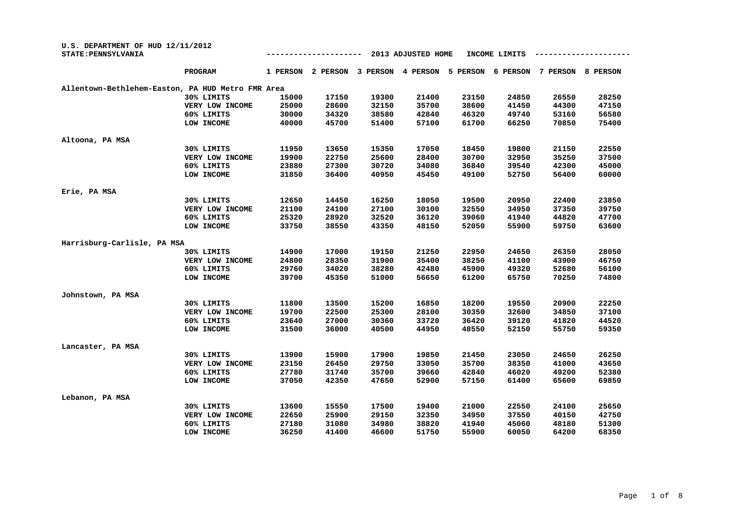U.S. DEPARTMENT OF HUD 12/11/2012
STATE:PENNSYLVANIA

## 2013 ADJUSTED HOME INCOME LIMITS

| | PROGRAM | 1 PERSON | 2 PERSON | 3 PERSON | 4 PERSON | 5 PERSON | 6 PERSON | 7 PERSON | 8 PERSON |
|---|---|---|---|---|---|---|---|---|---|
| Allentown-Bethlehem-Easton, PA HUD Metro FMR Area | | | | | | | | | |
| | 30% LIMITS | 15000 | 17150 | 19300 | 21400 | 23150 | 24850 | 26550 | 28250 |
| | VERY LOW INCOME | 25000 | 28600 | 32150 | 35700 | 38600 | 41450 | 44300 | 47150 |
| | 60% LIMITS | 30000 | 34320 | 38580 | 42840 | 46320 | 49740 | 53160 | 56580 |
| | LOW INCOME | 40000 | 45700 | 51400 | 57100 | 61700 | 66250 | 70850 | 75400 |
| Altoona, PA MSA | | | | | | | | | |
| | 30% LIMITS | 11950 | 13650 | 15350 | 17050 | 18450 | 19800 | 21150 | 22550 |
| | VERY LOW INCOME | 19900 | 22750 | 25600 | 28400 | 30700 | 32950 | 35250 | 37500 |
| | 60% LIMITS | 23880 | 27300 | 30720 | 34080 | 36840 | 39540 | 42300 | 45000 |
| | LOW INCOME | 31850 | 36400 | 40950 | 45450 | 49100 | 52750 | 56400 | 60000 |
| Erie, PA MSA | | | | | | | | | |
| | 30% LIMITS | 12650 | 14450 | 16250 | 18050 | 19500 | 20950 | 22400 | 23850 |
| | VERY LOW INCOME | 21100 | 24100 | 27100 | 30100 | 32550 | 34950 | 37350 | 39750 |
| | 60% LIMITS | 25320 | 28920 | 32520 | 36120 | 39060 | 41940 | 44820 | 47700 |
| | LOW INCOME | 33750 | 38550 | 43350 | 48150 | 52050 | 55900 | 59750 | 63600 |
| Harrisburg-Carlisle, PA MSA | | | | | | | | | |
| | 30% LIMITS | 14900 | 17000 | 19150 | 21250 | 22950 | 24650 | 26350 | 28050 |
| | VERY LOW INCOME | 24800 | 28350 | 31900 | 35400 | 38250 | 41100 | 43900 | 46750 |
| | 60% LIMITS | 29760 | 34020 | 38280 | 42480 | 45900 | 49320 | 52680 | 56100 |
| | LOW INCOME | 39700 | 45350 | 51000 | 56650 | 61200 | 65750 | 70250 | 74800 |
| Johnstown, PA MSA | | | | | | | | | |
| | 30% LIMITS | 11800 | 13500 | 15200 | 16850 | 18200 | 19550 | 20900 | 22250 |
| | VERY LOW INCOME | 19700 | 22500 | 25300 | 28100 | 30350 | 32600 | 34850 | 37100 |
| | 60% LIMITS | 23640 | 27000 | 30360 | 33720 | 36420 | 39120 | 41820 | 44520 |
| | LOW INCOME | 31500 | 36000 | 40500 | 44950 | 48550 | 52150 | 55750 | 59350 |
| Lancaster, PA MSA | | | | | | | | | |
| | 30% LIMITS | 13900 | 15900 | 17900 | 19850 | 21450 | 23050 | 24650 | 26250 |
| | VERY LOW INCOME | 23150 | 26450 | 29750 | 33050 | 35700 | 38350 | 41000 | 43650 |
| | 60% LIMITS | 27780 | 31740 | 35700 | 39660 | 42840 | 46020 | 49200 | 52380 |
| | LOW INCOME | 37050 | 42350 | 47650 | 52900 | 57150 | 61400 | 65600 | 69850 |
| Lebanon, PA MSA | | | | | | | | | |
| | 30% LIMITS | 13600 | 15550 | 17500 | 19400 | 21000 | 22550 | 24100 | 25650 |
| | VERY LOW INCOME | 22650 | 25900 | 29150 | 32350 | 34950 | 37550 | 40150 | 42750 |
| | 60% LIMITS | 27180 | 31080 | 34980 | 38820 | 41940 | 45060 | 48180 | 51300 |
| | LOW INCOME | 36250 | 41400 | 46600 | 51750 | 55900 | 60050 | 64200 | 68350 |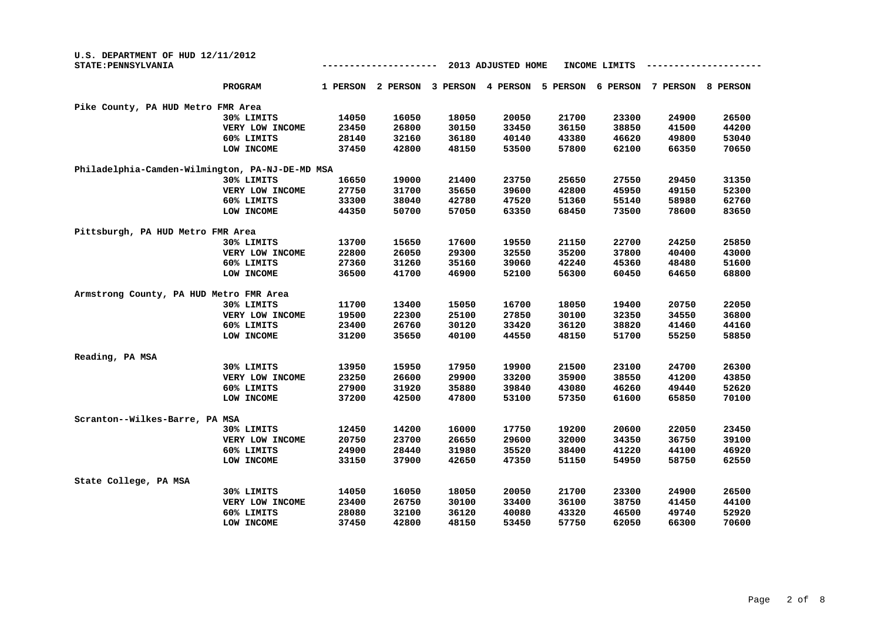U.S. DEPARTMENT OF HUD 12/11/2012
STATE:PENNSYLVANIA

## 2013 ADJUSTED HOME INCOME LIMITS

| | PROGRAM | 1 PERSON | 2 PERSON | 3 PERSON | 4 PERSON | 5 PERSON | 6 PERSON | 7 PERSON | 8 PERSON |
|---|---|---|---|---|---|---|---|---|---|
| Pike County, PA HUD Metro FMR Area | | | | | | | | | |
| | 30% LIMITS | 14050 | 16050 | 18050 | 20050 | 21700 | 23300 | 24900 | 26500 |
| | VERY LOW INCOME | 23450 | 26800 | 30150 | 33450 | 36150 | 38850 | 41500 | 44200 |
| | 60% LIMITS | 28140 | 32160 | 36180 | 40140 | 43380 | 46620 | 49800 | 53040 |
| | LOW INCOME | 37450 | 42800 | 48150 | 53500 | 57800 | 62100 | 66350 | 70650 |
| Philadelphia-Camden-Wilmington, PA-NJ-DE-MD MSA | | | | | | | | | |
| | 30% LIMITS | 16650 | 19000 | 21400 | 23750 | 25650 | 27550 | 29450 | 31350 |
| | VERY LOW INCOME | 27750 | 31700 | 35650 | 39600 | 42800 | 45950 | 49150 | 52300 |
| | 60% LIMITS | 33300 | 38040 | 42780 | 47520 | 51360 | 55140 | 58980 | 62760 |
| | LOW INCOME | 44350 | 50700 | 57050 | 63350 | 68450 | 73500 | 78600 | 83650 |
| Pittsburgh, PA HUD Metro FMR Area | | | | | | | | | |
| | 30% LIMITS | 13700 | 15650 | 17600 | 19550 | 21150 | 22700 | 24250 | 25850 |
| | VERY LOW INCOME | 22800 | 26050 | 29300 | 32550 | 35200 | 37800 | 40400 | 43000 |
| | 60% LIMITS | 27360 | 31260 | 35160 | 39060 | 42240 | 45360 | 48480 | 51600 |
| | LOW INCOME | 36500 | 41700 | 46900 | 52100 | 56300 | 60450 | 64650 | 68800 |
| Armstrong County, PA HUD Metro FMR Area | | | | | | | | | |
| | 30% LIMITS | 11700 | 13400 | 15050 | 16700 | 18050 | 19400 | 20750 | 22050 |
| | VERY LOW INCOME | 19500 | 22300 | 25100 | 27850 | 30100 | 32350 | 34550 | 36800 |
| | 60% LIMITS | 23400 | 26760 | 30120 | 33420 | 36120 | 38820 | 41460 | 44160 |
| | LOW INCOME | 31200 | 35650 | 40100 | 44550 | 48150 | 51700 | 55250 | 58850 |
| Reading, PA MSA | | | | | | | | | |
| | 30% LIMITS | 13950 | 15950 | 17950 | 19900 | 21500 | 23100 | 24700 | 26300 |
| | VERY LOW INCOME | 23250 | 26600 | 29900 | 33200 | 35900 | 38550 | 41200 | 43850 |
| | 60% LIMITS | 27900 | 31920 | 35880 | 39840 | 43080 | 46260 | 49440 | 52620 |
| | LOW INCOME | 37200 | 42500 | 47800 | 53100 | 57350 | 61600 | 65850 | 70100 |
| Scranton--Wilkes-Barre, PA MSA | | | | | | | | | |
| | 30% LIMITS | 12450 | 14200 | 16000 | 17750 | 19200 | 20600 | 22050 | 23450 |
| | VERY LOW INCOME | 20750 | 23700 | 26650 | 29600 | 32000 | 34350 | 36750 | 39100 |
| | 60% LIMITS | 24900 | 28440 | 31980 | 35520 | 38400 | 41220 | 44100 | 46920 |
| | LOW INCOME | 33150 | 37900 | 42650 | 47350 | 51150 | 54950 | 58750 | 62550 |
| State College, PA MSA | | | | | | | | | |
| | 30% LIMITS | 14050 | 16050 | 18050 | 20050 | 21700 | 23300 | 24900 | 26500 |
| | VERY LOW INCOME | 23400 | 26750 | 30100 | 33400 | 36100 | 38750 | 41450 | 44100 |
| | 60% LIMITS | 28080 | 32100 | 36120 | 40080 | 43320 | 46500 | 49740 | 52920 |
| | LOW INCOME | 37450 | 42800 | 48150 | 53450 | 57750 | 62050 | 66300 | 70600 |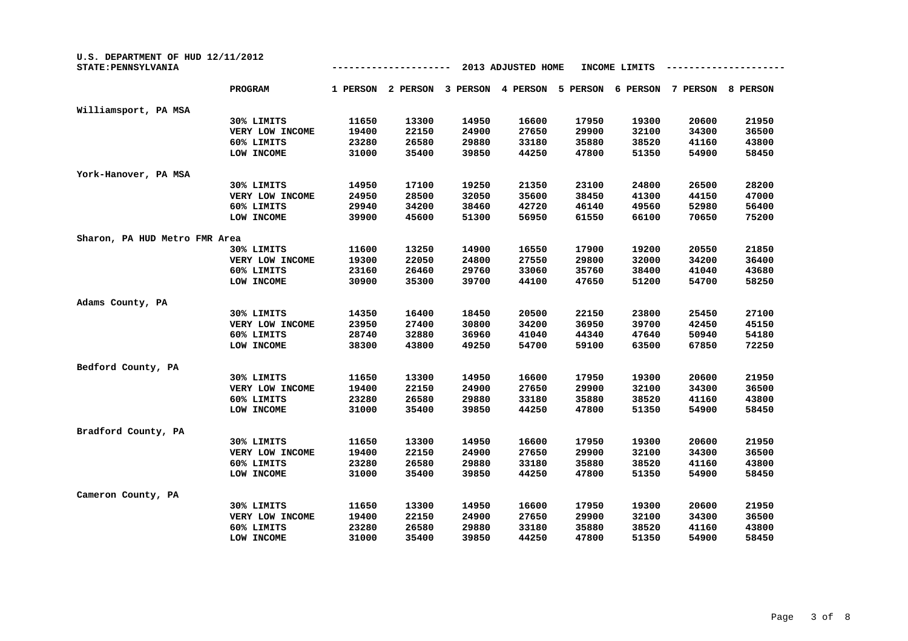U.S. DEPARTMENT OF HUD 12/11/2012
STATE:PENNSYLVANIA

2013 ADJUSTED HOME INCOME LIMITS

| | PROGRAM | 1 PERSON | 2 PERSON | 3 PERSON | 4 PERSON | 5 PERSON | 6 PERSON | 7 PERSON | 8 PERSON |
|---|---|---|---|---|---|---|---|---|---|
| **Williamsport, PA MSA** | | | | | | | | | |
| | 30% LIMITS | 11650 | 13300 | 14950 | 16600 | 17950 | 19300 | 20600 | 21950 |
| | VERY LOW INCOME | 19400 | 22150 | 24900 | 27650 | 29900 | 32100 | 34300 | 36500 |
| | 60% LIMITS | 23280 | 26580 | 29880 | 33180 | 35880 | 38520 | 41160 | 43800 |
| | LOW INCOME | 31000 | 35400 | 39850 | 44250 | 47800 | 51350 | 54900 | 58450 |
| **York-Hanover, PA MSA** | | | | | | | | | |
| | 30% LIMITS | 14950 | 17100 | 19250 | 21350 | 23100 | 24800 | 26500 | 28200 |
| | VERY LOW INCOME | 24950 | 28500 | 32050 | 35600 | 38450 | 41300 | 44150 | 47000 |
| | 60% LIMITS | 29940 | 34200 | 38460 | 42720 | 46140 | 49560 | 52980 | 56400 |
| | LOW INCOME | 39900 | 45600 | 51300 | 56950 | 61550 | 66100 | 70650 | 75200 |
| **Sharon, PA HUD Metro FMR Area** | | | | | | | | | |
| | 30% LIMITS | 11600 | 13250 | 14900 | 16550 | 17900 | 19200 | 20550 | 21850 |
| | VERY LOW INCOME | 19300 | 22050 | 24800 | 27550 | 29800 | 32000 | 34200 | 36400 |
| | 60% LIMITS | 23160 | 26460 | 29760 | 33060 | 35760 | 38400 | 41040 | 43680 |
| | LOW INCOME | 30900 | 35300 | 39700 | 44100 | 47650 | 51200 | 54700 | 58250 |
| **Adams County, PA** | | | | | | | | | |
| | 30% LIMITS | 14350 | 16400 | 18450 | 20500 | 22150 | 23800 | 25450 | 27100 |
| | VERY LOW INCOME | 23950 | 27400 | 30800 | 34200 | 36950 | 39700 | 42450 | 45150 |
| | 60% LIMITS | 28740 | 32880 | 36960 | 41040 | 44340 | 47640 | 50940 | 54180 |
| | LOW INCOME | 38300 | 43800 | 49250 | 54700 | 59100 | 63500 | 67850 | 72250 |
| **Bedford County, PA** | | | | | | | | | |
| | 30% LIMITS | 11650 | 13300 | 14950 | 16600 | 17950 | 19300 | 20600 | 21950 |
| | VERY LOW INCOME | 19400 | 22150 | 24900 | 27650 | 29900 | 32100 | 34300 | 36500 |
| | 60% LIMITS | 23280 | 26580 | 29880 | 33180 | 35880 | 38520 | 41160 | 43800 |
| | LOW INCOME | 31000 | 35400 | 39850 | 44250 | 47800 | 51350 | 54900 | 58450 |
| **Bradford County, PA** | | | | | | | | | |
| | 30% LIMITS | 11650 | 13300 | 14950 | 16600 | 17950 | 19300 | 20600 | 21950 |
| | VERY LOW INCOME | 19400 | 22150 | 24900 | 27650 | 29900 | 32100 | 34300 | 36500 |
| | 60% LIMITS | 23280 | 26580 | 29880 | 33180 | 35880 | 38520 | 41160 | 43800 |
| | LOW INCOME | 31000 | 35400 | 39850 | 44250 | 47800 | 51350 | 54900 | 58450 |
| **Cameron County, PA** | | | | | | | | | |
| | 30% LIMITS | 11650 | 13300 | 14950 | 16600 | 17950 | 19300 | 20600 | 21950 |
| | VERY LOW INCOME | 19400 | 22150 | 24900 | 27650 | 29900 | 32100 | 34300 | 36500 |
| | 60% LIMITS | 23280 | 26580 | 29880 | 33180 | 35880 | 38520 | 41160 | 43800 |
| | LOW INCOME | 31000 | 35400 | 39850 | 44250 | 47800 | 51350 | 54900 | 58450 |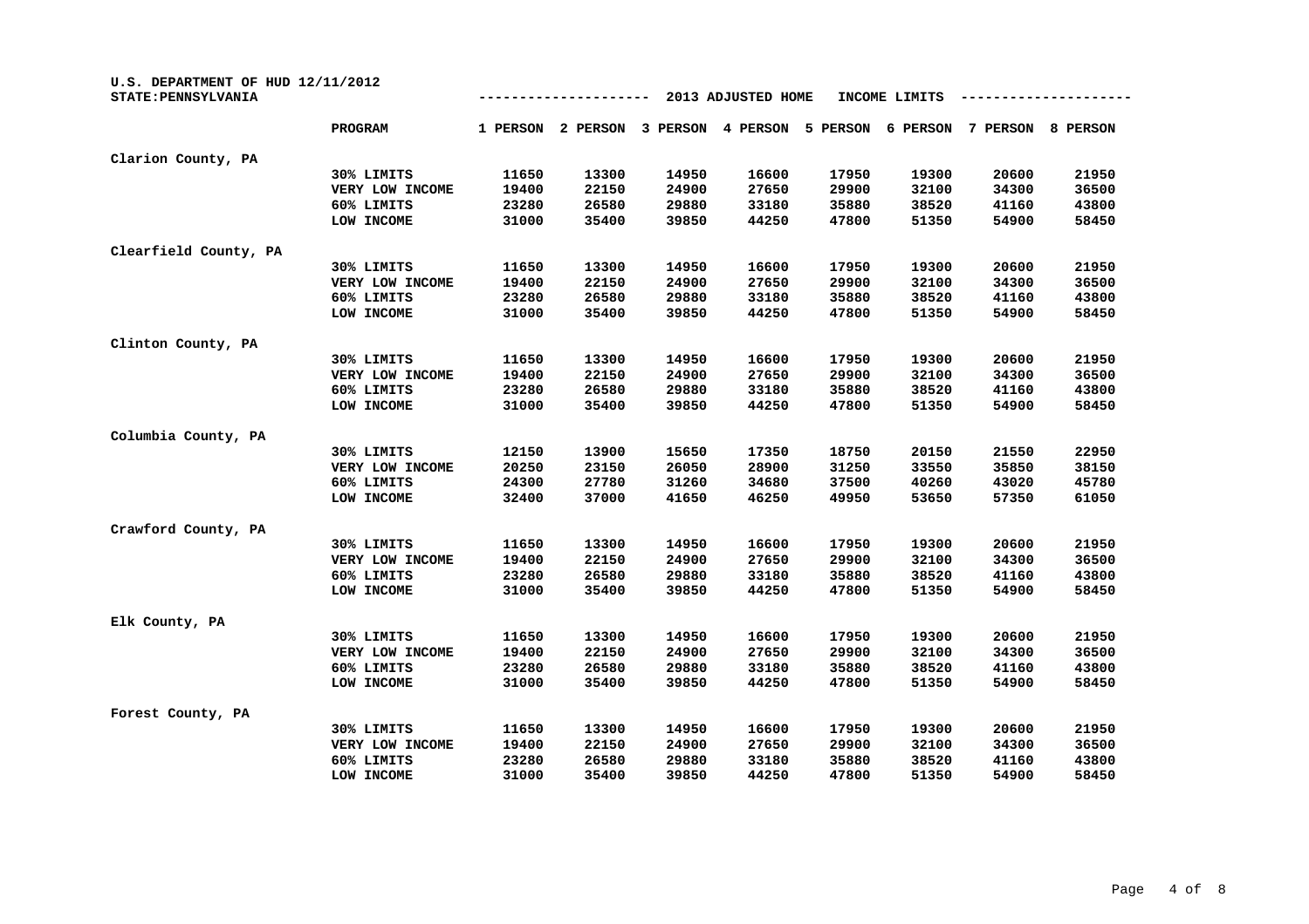U.S. DEPARTMENT OF HUD 12/11/2012
STATE:PENNSYLVANIA

2013 ADJUSTED HOME INCOME LIMITS

| | PROGRAM | 1 PERSON | 2 PERSON | 3 PERSON | 4 PERSON | 5 PERSON | 6 PERSON | 7 PERSON | 8 PERSON |
|---|---|---|---|---|---|---|---|---|---|
| Clarion County, PA | | | | | | | | | |
| | 30% LIMITS | 11650 | 13300 | 14950 | 16600 | 17950 | 19300 | 20600 | 21950 |
| | VERY LOW INCOME | 19400 | 22150 | 24900 | 27650 | 29900 | 32100 | 34300 | 36500 |
| | 60% LIMITS | 23280 | 26580 | 29880 | 33180 | 35880 | 38520 | 41160 | 43800 |
| | LOW INCOME | 31000 | 35400 | 39850 | 44250 | 47800 | 51350 | 54900 | 58450 |
| Clearfield County, PA | | | | | | | | | |
| | 30% LIMITS | 11650 | 13300 | 14950 | 16600 | 17950 | 19300 | 20600 | 21950 |
| | VERY LOW INCOME | 19400 | 22150 | 24900 | 27650 | 29900 | 32100 | 34300 | 36500 |
| | 60% LIMITS | 23280 | 26580 | 29880 | 33180 | 35880 | 38520 | 41160 | 43800 |
| | LOW INCOME | 31000 | 35400 | 39850 | 44250 | 47800 | 51350 | 54900 | 58450 |
| Clinton County, PA | | | | | | | | | |
| | 30% LIMITS | 11650 | 13300 | 14950 | 16600 | 17950 | 19300 | 20600 | 21950 |
| | VERY LOW INCOME | 19400 | 22150 | 24900 | 27650 | 29900 | 32100 | 34300 | 36500 |
| | 60% LIMITS | 23280 | 26580 | 29880 | 33180 | 35880 | 38520 | 41160 | 43800 |
| | LOW INCOME | 31000 | 35400 | 39850 | 44250 | 47800 | 51350 | 54900 | 58450 |
| Columbia County, PA | | | | | | | | | |
| | 30% LIMITS | 12150 | 13900 | 15650 | 17350 | 18750 | 20150 | 21550 | 22950 |
| | VERY LOW INCOME | 20250 | 23150 | 26050 | 28900 | 31250 | 33550 | 35850 | 38150 |
| | 60% LIMITS | 24300 | 27780 | 31260 | 34680 | 37500 | 40260 | 43020 | 45780 |
| | LOW INCOME | 32400 | 37000 | 41650 | 46250 | 49950 | 53650 | 57350 | 61050 |
| Crawford County, PA | | | | | | | | | |
| | 30% LIMITS | 11650 | 13300 | 14950 | 16600 | 17950 | 19300 | 20600 | 21950 |
| | VERY LOW INCOME | 19400 | 22150 | 24900 | 27650 | 29900 | 32100 | 34300 | 36500 |
| | 60% LIMITS | 23280 | 26580 | 29880 | 33180 | 35880 | 38520 | 41160 | 43800 |
| | LOW INCOME | 31000 | 35400 | 39850 | 44250 | 47800 | 51350 | 54900 | 58450 |
| Elk County, PA | | | | | | | | | |
| | 30% LIMITS | 11650 | 13300 | 14950 | 16600 | 17950 | 19300 | 20600 | 21950 |
| | VERY LOW INCOME | 19400 | 22150 | 24900 | 27650 | 29900 | 32100 | 34300 | 36500 |
| | 60% LIMITS | 23280 | 26580 | 29880 | 33180 | 35880 | 38520 | 41160 | 43800 |
| | LOW INCOME | 31000 | 35400 | 39850 | 44250 | 47800 | 51350 | 54900 | 58450 |
| Forest County, PA | | | | | | | | | |
| | 30% LIMITS | 11650 | 13300 | 14950 | 16600 | 17950 | 19300 | 20600 | 21950 |
| | VERY LOW INCOME | 19400 | 22150 | 24900 | 27650 | 29900 | 32100 | 34300 | 36500 |
| | 60% LIMITS | 23280 | 26580 | 29880 | 33180 | 35880 | 38520 | 41160 | 43800 |
| | LOW INCOME | 31000 | 35400 | 39850 | 44250 | 47800 | 51350 | 54900 | 58450 |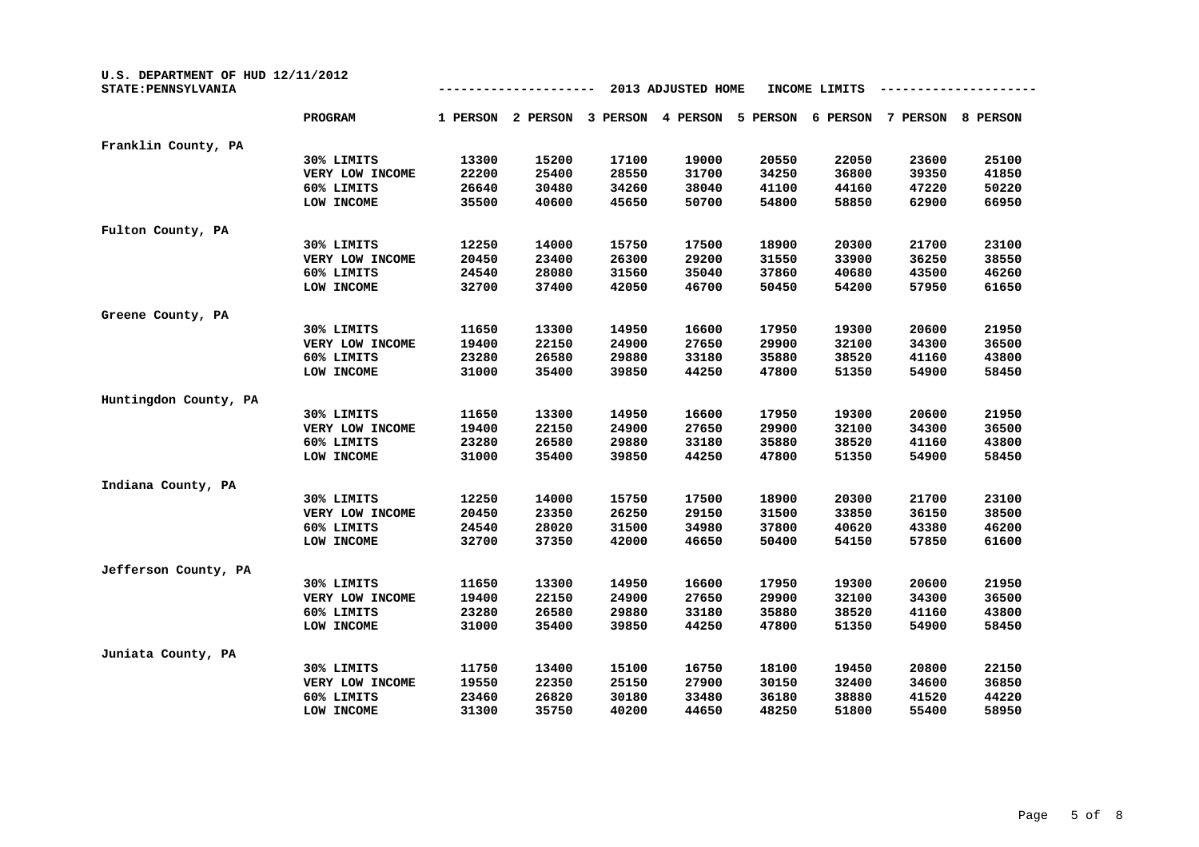U.S. DEPARTMENT OF HUD 12/11/2012
STATE:PENNSYLVANIA

2013 ADJUSTED HOME INCOME LIMITS

| | PROGRAM | 1 PERSON | 2 PERSON | 3 PERSON | 4 PERSON | 5 PERSON | 6 PERSON | 7 PERSON | 8 PERSON |
|---|---|---|---|---|---|---|---|---|---|
| Franklin County, PA | | | | | | | | | |
| | 30% LIMITS | 13300 | 15200 | 17100 | 19000 | 20550 | 22050 | 23600 | 25100 |
| | VERY LOW INCOME | 22200 | 25400 | 28550 | 31700 | 34250 | 36800 | 39350 | 41850 |
| | 60% LIMITS | 26640 | 30480 | 34260 | 38040 | 41100 | 44160 | 47220 | 50220 |
| | LOW INCOME | 35500 | 40600 | 45650 | 50700 | 54800 | 58850 | 62900 | 66950 |
| Fulton County, PA | | | | | | | | | |
| | 30% LIMITS | 12250 | 14000 | 15750 | 17500 | 18900 | 20300 | 21700 | 23100 |
| | VERY LOW INCOME | 20450 | 23400 | 26300 | 29200 | 31550 | 33900 | 36250 | 38550 |
| | 60% LIMITS | 24540 | 28080 | 31560 | 35040 | 37860 | 40680 | 43500 | 46260 |
| | LOW INCOME | 32700 | 37400 | 42050 | 46700 | 50450 | 54200 | 57950 | 61650 |
| Greene County, PA | | | | | | | | | |
| | 30% LIMITS | 11650 | 13300 | 14950 | 16600 | 17950 | 19300 | 20600 | 21950 |
| | VERY LOW INCOME | 19400 | 22150 | 24900 | 27650 | 29900 | 32100 | 34300 | 36500 |
| | 60% LIMITS | 23280 | 26580 | 29880 | 33180 | 35880 | 38520 | 41160 | 43800 |
| | LOW INCOME | 31000 | 35400 | 39850 | 44250 | 47800 | 51350 | 54900 | 58450 |
| Huntingdon County, PA | | | | | | | | | |
| | 30% LIMITS | 11650 | 13300 | 14950 | 16600 | 17950 | 19300 | 20600 | 21950 |
| | VERY LOW INCOME | 19400 | 22150 | 24900 | 27650 | 29900 | 32100 | 34300 | 36500 |
| | 60% LIMITS | 23280 | 26580 | 29880 | 33180 | 35880 | 38520 | 41160 | 43800 |
| | LOW INCOME | 31000 | 35400 | 39850 | 44250 | 47800 | 51350 | 54900 | 58450 |
| Indiana County, PA | | | | | | | | | |
| | 30% LIMITS | 12250 | 14000 | 15750 | 17500 | 18900 | 20300 | 21700 | 23100 |
| | VERY LOW INCOME | 20450 | 23350 | 26250 | 29150 | 31500 | 33850 | 36150 | 38500 |
| | 60% LIMITS | 24540 | 28020 | 31500 | 34980 | 37800 | 40620 | 43380 | 46200 |
| | LOW INCOME | 32700 | 37350 | 42000 | 46650 | 50400 | 54150 | 57850 | 61600 |
| Jefferson County, PA | | | | | | | | | |
| | 30% LIMITS | 11650 | 13300 | 14950 | 16600 | 17950 | 19300 | 20600 | 21950 |
| | VERY LOW INCOME | 19400 | 22150 | 24900 | 27650 | 29900 | 32100 | 34300 | 36500 |
| | 60% LIMITS | 23280 | 26580 | 29880 | 33180 | 35880 | 38520 | 41160 | 43800 |
| | LOW INCOME | 31000 | 35400 | 39850 | 44250 | 47800 | 51350 | 54900 | 58450 |
| Juniata County, PA | | | | | | | | | |
| | 30% LIMITS | 11750 | 13400 | 15100 | 16750 | 18100 | 19450 | 20800 | 22150 |
| | VERY LOW INCOME | 19550 | 22350 | 25150 | 27900 | 30150 | 32400 | 34600 | 36850 |
| | 60% LIMITS | 23460 | 26820 | 30180 | 33480 | 36180 | 38880 | 41520 | 44220 |
| | LOW INCOME | 31300 | 35750 | 40200 | 44650 | 48250 | 51800 | 55400 | 58950 |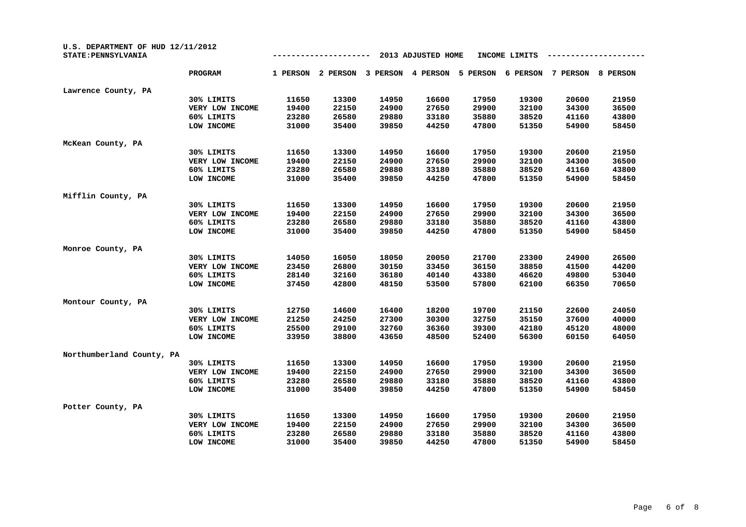U.S. DEPARTMENT OF HUD 12/11/2012
STATE:PENNSYLVANIA

2013 ADJUSTED HOME INCOME LIMITS

| | PROGRAM | 1 PERSON | 2 PERSON | 3 PERSON | 4 PERSON | 5 PERSON | 6 PERSON | 7 PERSON | 8 PERSON |
|---|---|---|---|---|---|---|---|---|---|
| Lawrence County, PA | | | | | | | | | |
| | 30% LIMITS | 11650 | 13300 | 14950 | 16600 | 17950 | 19300 | 20600 | 21950 |
| | VERY LOW INCOME | 19400 | 22150 | 24900 | 27650 | 29900 | 32100 | 34300 | 36500 |
| | 60% LIMITS | 23280 | 26580 | 29880 | 33180 | 35880 | 38520 | 41160 | 43800 |
| | LOW INCOME | 31000 | 35400 | 39850 | 44250 | 47800 | 51350 | 54900 | 58450 |
| McKean County, PA | | | | | | | | | |
| | 30% LIMITS | 11650 | 13300 | 14950 | 16600 | 17950 | 19300 | 20600 | 21950 |
| | VERY LOW INCOME | 19400 | 22150 | 24900 | 27650 | 29900 | 32100 | 34300 | 36500 |
| | 60% LIMITS | 23280 | 26580 | 29880 | 33180 | 35880 | 38520 | 41160 | 43800 |
| | LOW INCOME | 31000 | 35400 | 39850 | 44250 | 47800 | 51350 | 54900 | 58450 |
| Mifflin County, PA | | | | | | | | | |
| | 30% LIMITS | 11650 | 13300 | 14950 | 16600 | 17950 | 19300 | 20600 | 21950 |
| | VERY LOW INCOME | 19400 | 22150 | 24900 | 27650 | 29900 | 32100 | 34300 | 36500 |
| | 60% LIMITS | 23280 | 26580 | 29880 | 33180 | 35880 | 38520 | 41160 | 43800 |
| | LOW INCOME | 31000 | 35400 | 39850 | 44250 | 47800 | 51350 | 54900 | 58450 |
| Monroe County, PA | | | | | | | | | |
| | 30% LIMITS | 14050 | 16050 | 18050 | 20050 | 21700 | 23300 | 24900 | 26500 |
| | VERY LOW INCOME | 23450 | 26800 | 30150 | 33450 | 36150 | 38850 | 41500 | 44200 |
| | 60% LIMITS | 28140 | 32160 | 36180 | 40140 | 43380 | 46620 | 49800 | 53040 |
| | LOW INCOME | 37450 | 42800 | 48150 | 53500 | 57800 | 62100 | 66350 | 70650 |
| Montour County, PA | | | | | | | | | |
| | 30% LIMITS | 12750 | 14600 | 16400 | 18200 | 19700 | 21150 | 22600 | 24050 |
| | VERY LOW INCOME | 21250 | 24250 | 27300 | 30300 | 32750 | 35150 | 37600 | 40000 |
| | 60% LIMITS | 25500 | 29100 | 32760 | 36360 | 39300 | 42180 | 45120 | 48000 |
| | LOW INCOME | 33950 | 38800 | 43650 | 48500 | 52400 | 56300 | 60150 | 64050 |
| Northumberland County, PA | | | | | | | | | |
| | 30% LIMITS | 11650 | 13300 | 14950 | 16600 | 17950 | 19300 | 20600 | 21950 |
| | VERY LOW INCOME | 19400 | 22150 | 24900 | 27650 | 29900 | 32100 | 34300 | 36500 |
| | 60% LIMITS | 23280 | 26580 | 29880 | 33180 | 35880 | 38520 | 41160 | 43800 |
| | LOW INCOME | 31000 | 35400 | 39850 | 44250 | 47800 | 51350 | 54900 | 58450 |
| Potter County, PA | | | | | | | | | |
| | 30% LIMITS | 11650 | 13300 | 14950 | 16600 | 17950 | 19300 | 20600 | 21950 |
| | VERY LOW INCOME | 19400 | 22150 | 24900 | 27650 | 29900 | 32100 | 34300 | 36500 |
| | 60% LIMITS | 23280 | 26580 | 29880 | 33180 | 35880 | 38520 | 41160 | 43800 |
| | LOW INCOME | 31000 | 35400 | 39850 | 44250 | 47800 | 51350 | 54900 | 58450 |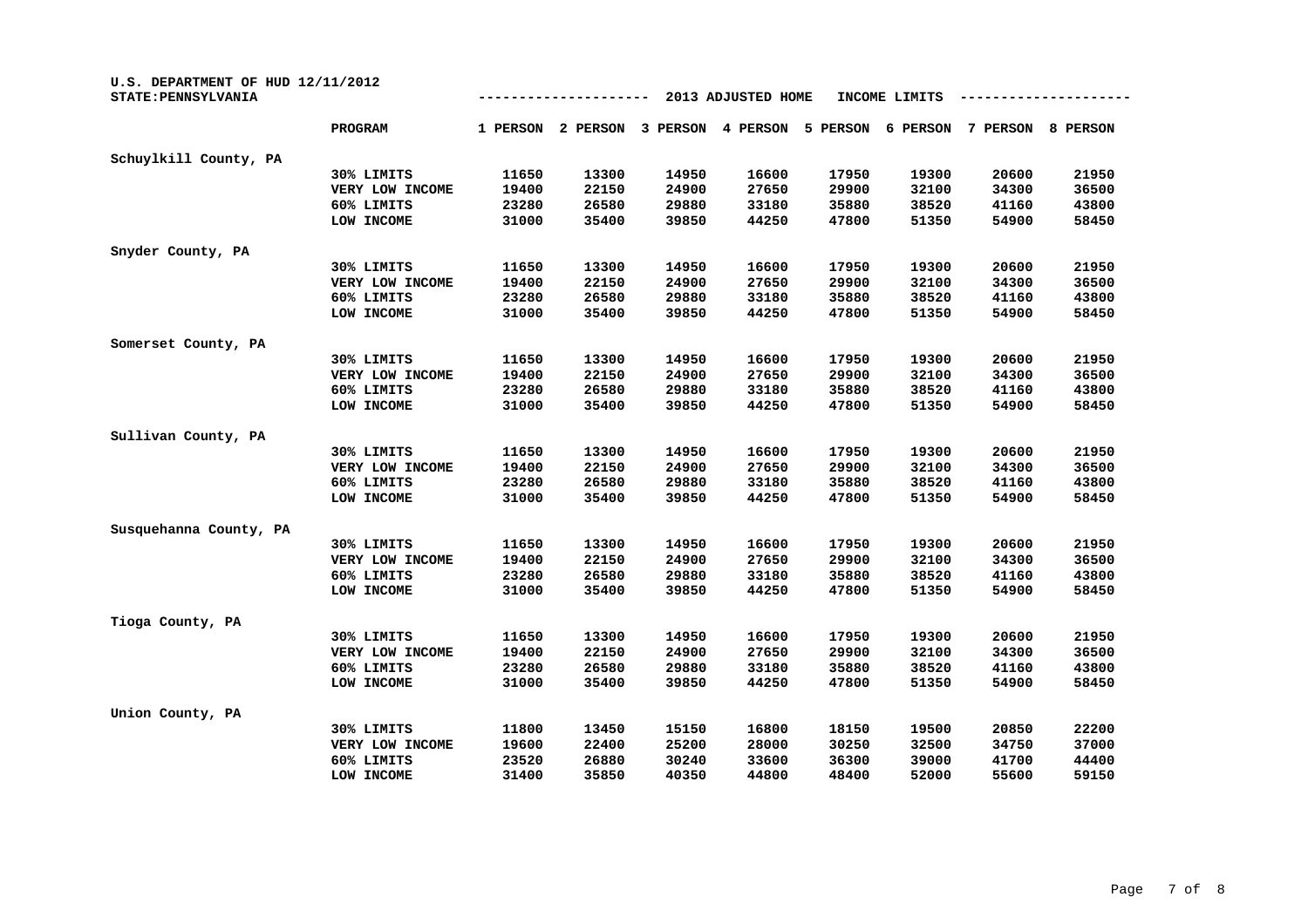U.S. DEPARTMENT OF HUD 12/11/2012
STATE:PENNSYLVANIA

2013 ADJUSTED HOME INCOME LIMITS

| | PROGRAM | 1 PERSON | 2 PERSON | 3 PERSON | 4 PERSON | 5 PERSON | 6 PERSON | 7 PERSON | 8 PERSON |
|---|---|---|---|---|---|---|---|---|---|
| Schuylkill County, PA | | | | | | | | | |
| | 30% LIMITS | 11650 | 13300 | 14950 | 16600 | 17950 | 19300 | 20600 | 21950 |
| | VERY LOW INCOME | 19400 | 22150 | 24900 | 27650 | 29900 | 32100 | 34300 | 36500 |
| | 60% LIMITS | 23280 | 26580 | 29880 | 33180 | 35880 | 38520 | 41160 | 43800 |
| | LOW INCOME | 31000 | 35400 | 39850 | 44250 | 47800 | 51350 | 54900 | 58450 |
| Snyder County, PA | | | | | | | | | |
| | 30% LIMITS | 11650 | 13300 | 14950 | 16600 | 17950 | 19300 | 20600 | 21950 |
| | VERY LOW INCOME | 19400 | 22150 | 24900 | 27650 | 29900 | 32100 | 34300 | 36500 |
| | 60% LIMITS | 23280 | 26580 | 29880 | 33180 | 35880 | 38520 | 41160 | 43800 |
| | LOW INCOME | 31000 | 35400 | 39850 | 44250 | 47800 | 51350 | 54900 | 58450 |
| Somerset County, PA | | | | | | | | | |
| | 30% LIMITS | 11650 | 13300 | 14950 | 16600 | 17950 | 19300 | 20600 | 21950 |
| | VERY LOW INCOME | 19400 | 22150 | 24900 | 27650 | 29900 | 32100 | 34300 | 36500 |
| | 60% LIMITS | 23280 | 26580 | 29880 | 33180 | 35880 | 38520 | 41160 | 43800 |
| | LOW INCOME | 31000 | 35400 | 39850 | 44250 | 47800 | 51350 | 54900 | 58450 |
| Sullivan County, PA | | | | | | | | | |
| | 30% LIMITS | 11650 | 13300 | 14950 | 16600 | 17950 | 19300 | 20600 | 21950 |
| | VERY LOW INCOME | 19400 | 22150 | 24900 | 27650 | 29900 | 32100 | 34300 | 36500 |
| | 60% LIMITS | 23280 | 26580 | 29880 | 33180 | 35880 | 38520 | 41160 | 43800 |
| | LOW INCOME | 31000 | 35400 | 39850 | 44250 | 47800 | 51350 | 54900 | 58450 |
| Susquehanna County, PA | | | | | | | | | |
| | 30% LIMITS | 11650 | 13300 | 14950 | 16600 | 17950 | 19300 | 20600 | 21950 |
| | VERY LOW INCOME | 19400 | 22150 | 24900 | 27650 | 29900 | 32100 | 34300 | 36500 |
| | 60% LIMITS | 23280 | 26580 | 29880 | 33180 | 35880 | 38520 | 41160 | 43800 |
| | LOW INCOME | 31000 | 35400 | 39850 | 44250 | 47800 | 51350 | 54900 | 58450 |
| Tioga County, PA | | | | | | | | | |
| | 30% LIMITS | 11650 | 13300 | 14950 | 16600 | 17950 | 19300 | 20600 | 21950 |
| | VERY LOW INCOME | 19400 | 22150 | 24900 | 27650 | 29900 | 32100 | 34300 | 36500 |
| | 60% LIMITS | 23280 | 26580 | 29880 | 33180 | 35880 | 38520 | 41160 | 43800 |
| | LOW INCOME | 31000 | 35400 | 39850 | 44250 | 47800 | 51350 | 54900 | 58450 |
| Union County, PA | | | | | | | | | |
| | 30% LIMITS | 11800 | 13450 | 15150 | 16800 | 18150 | 19500 | 20850 | 22200 |
| | VERY LOW INCOME | 19600 | 22400 | 25200 | 28000 | 30250 | 32500 | 34750 | 37000 |
| | 60% LIMITS | 23520 | 26880 | 30240 | 33600 | 36300 | 39000 | 41700 | 44400 |
| | LOW INCOME | 31400 | 35850 | 40350 | 44800 | 48400 | 52000 | 55600 | 59150 |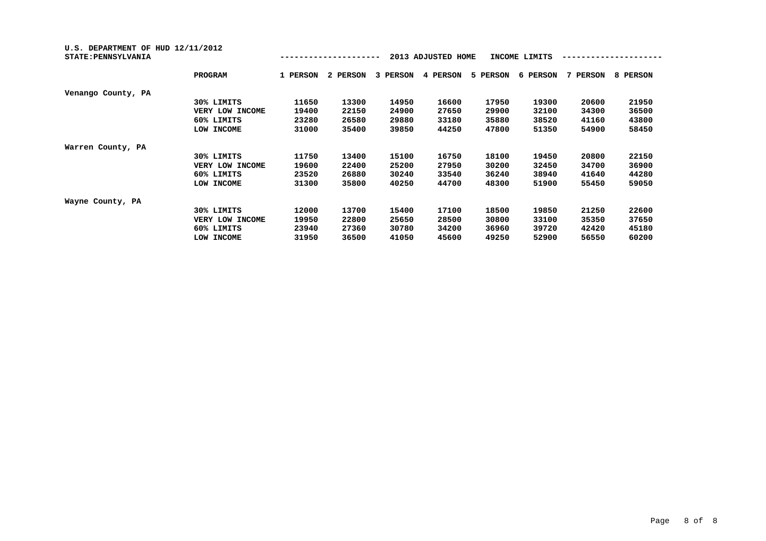U.S. DEPARTMENT OF HUD 12/11/2012
STATE:PENNSYLVANIA

2013 ADJUSTED HOME INCOME LIMITS

| | PROGRAM | 1 PERSON | 2 PERSON | 3 PERSON | 4 PERSON | 5 PERSON | 6 PERSON | 7 PERSON | 8 PERSON |
|---|---|---|---|---|---|---|---|---|---|
| Venango County, PA | | | | | | | | | |
| | 30% LIMITS | 11650 | 13300 | 14950 | 16600 | 17950 | 19300 | 20600 | 21950 |
| | VERY LOW INCOME | 19400 | 22150 | 24900 | 27650 | 29900 | 32100 | 34300 | 36500 |
| | 60% LIMITS | 23280 | 26580 | 29880 | 33180 | 35880 | 38520 | 41160 | 43800 |
| | LOW INCOME | 31000 | 35400 | 39850 | 44250 | 47800 | 51350 | 54900 | 58450 |
| Warren County, PA | | | | | | | | | |
| | 30% LIMITS | 11750 | 13400 | 15100 | 16750 | 18100 | 19450 | 20800 | 22150 |
| | VERY LOW INCOME | 19600 | 22400 | 25200 | 27950 | 30200 | 32450 | 34700 | 36900 |
| | 60% LIMITS | 23520 | 26880 | 30240 | 33540 | 36240 | 38940 | 41640 | 44280 |
| | LOW INCOME | 31300 | 35800 | 40250 | 44700 | 48300 | 51900 | 55450 | 59050 |
| Wayne County, PA | | | | | | | | | |
| | 30% LIMITS | 12000 | 13700 | 15400 | 17100 | 18500 | 19850 | 21250 | 22600 |
| | VERY LOW INCOME | 19950 | 22800 | 25650 | 28500 | 30800 | 33100 | 35350 | 37650 |
| | 60% LIMITS | 23940 | 27360 | 30780 | 34200 | 36960 | 39720 | 42420 | 45180 |
| | LOW INCOME | 31950 | 36500 | 41050 | 45600 | 49250 | 52900 | 56550 | 60200 |